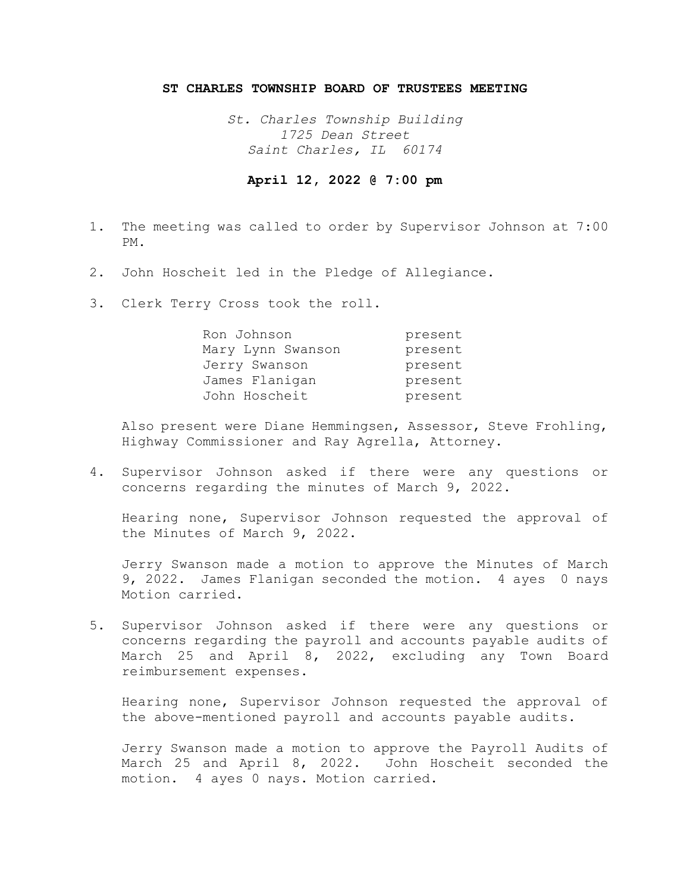# ST CHARLES TOWNSHIP BOARD OF TRUSTEES MEETING

*St. Charles Township Building*
*1725 Dean Street*
*Saint Charles, IL 60174*

**April 12, 2022 @ 7:00 pm**

1. The meeting was called to order by Supervisor Johnson at 7:00 PM.

2. John Hoscheit led in the Pledge of Allegiance.

3. Clerk Terry Cross took the roll.

   | | |
   |---|---|
   | Ron Johnson | present |
   | Mary Lynn Swanson | present |
   | Jerry Swanson | present |
   | James Flanigan | present |
   | John Hoscheit | present |

   Also present were Diane Hemmingsen, Assessor, Steve Frohling, Highway Commissioner and Ray Agrella, Attorney.

4. Supervisor Johnson asked if there were any questions or concerns regarding the minutes of March 9, 2022.

   Hearing none, Supervisor Johnson requested the approval of the Minutes of March 9, 2022.

   Jerry Swanson made a motion to approve the Minutes of March 9, 2022. James Flanigan seconded the motion. 4 ayes 0 nays Motion carried.

5. Supervisor Johnson asked if there were any questions or concerns regarding the payroll and accounts payable audits of March 25 and April 8, 2022, excluding any Town Board reimbursement expenses.

   Hearing none, Supervisor Johnson requested the approval of the above-mentioned payroll and accounts payable audits.

   Jerry Swanson made a motion to approve the Payroll Audits of March 25 and April 8, 2022. John Hoscheit seconded the motion. 4 ayes 0 nays. Motion carried.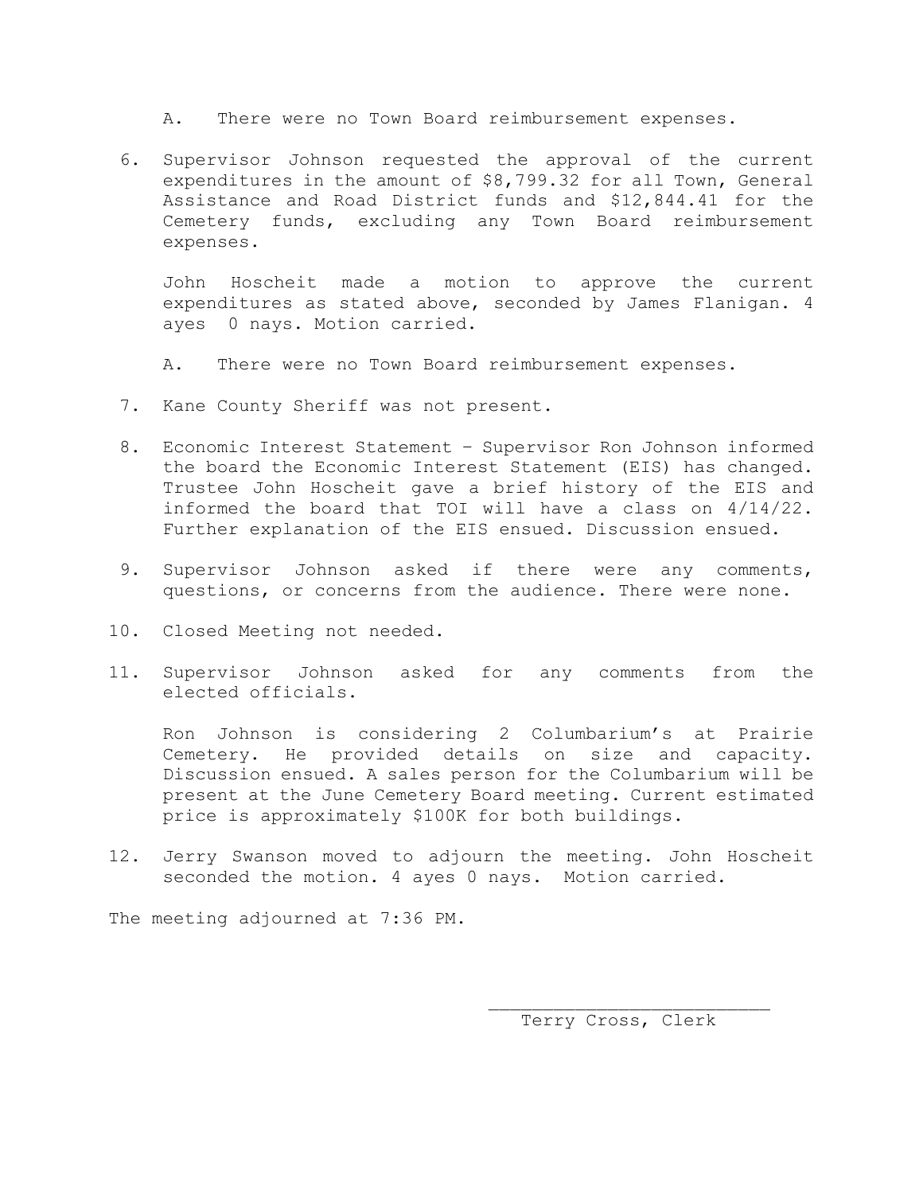A. There were no Town Board reimbursement expenses.

6. Supervisor Johnson requested the approval of the current expenditures in the amount of $8,799.32 for all Town, General Assistance and Road District funds and $12,844.41 for the Cemetery funds, excluding any Town Board reimbursement expenses.

   John Hoscheit made a motion to approve the current expenditures as stated above, seconded by James Flanigan. 4 ayes 0 nays. Motion carried.

   A. There were no Town Board reimbursement expenses.

7. Kane County Sheriff was not present.

8. Economic Interest Statement – Supervisor Ron Johnson informed the board the Economic Interest Statement (EIS) has changed. Trustee John Hoscheit gave a brief history of the EIS and informed the board that TOI will have a class on 4/14/22. Further explanation of the EIS ensued. Discussion ensued.

9. Supervisor Johnson asked if there were any comments, questions, or concerns from the audience. There were none.

10. Closed Meeting not needed.

11. Supervisor Johnson asked for any comments from the elected officials.

    Ron Johnson is considering 2 Columbarium's at Prairie Cemetery. He provided details on size and capacity. Discussion ensued. A sales person for the Columbarium will be present at the June Cemetery Board meeting. Current estimated price is approximately $100K for both buildings.

12. Jerry Swanson moved to adjourn the meeting. John Hoscheit seconded the motion. 4 ayes 0 nays. Motion carried.

The meeting adjourned at 7:36 PM.

___________________________
Terry Cross, Clerk